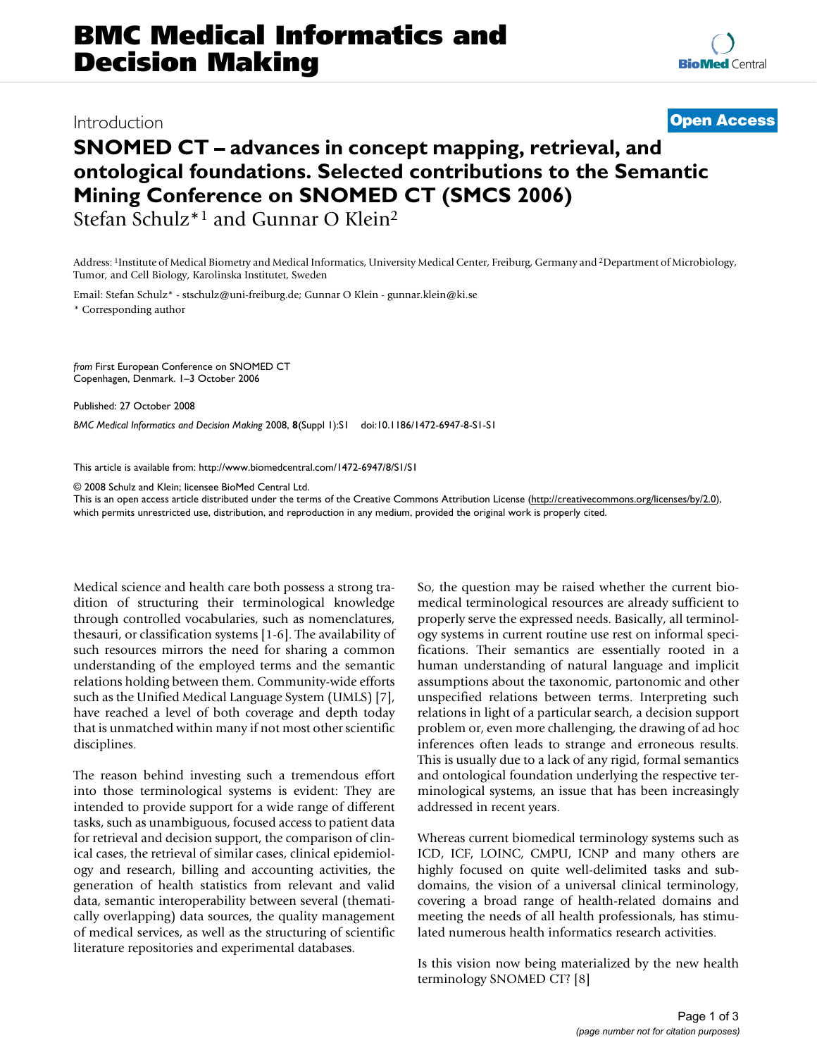Introduction

**Open Access**

# SNOMED CT – advances in concept mapping, retrieval, and ontological foundations. Selected contributions to the Semantic Mining Conference on SNOMED CT (SMCS 2006)

Stefan Schulz*[1] and Gunnar O Klein[2]

Address: [1]Institute of Medical Biometry and Medical Informatics, University Medical Center, Freiburg, Germany and [2]Department of Microbiology, Tumor, and Cell Biology, Karolinska Institutet, Sweden

Email: Stefan Schulz* - stschulz@uni-freiburg.de; Gunnar O Klein - gunnar.klein@ki.se

\* Corresponding author

*from* First European Conference on SNOMED CT
Copenhagen, Denmark. 1–3 October 2006

Published: 27 October 2008

*BMC Medical Informatics and Decision Making* 2008, **8**(Suppl 1):S1 doi:10.1186/1472-6947-8-S1-S1

This article is available from: http://www.biomedcentral.com/1472-6947/8/S1/S1

© 2008 Schulz and Klein; licensee BioMed Central Ltd.
This is an open access article distributed under the terms of the Creative Commons Attribution License (http://creativecommons.org/licenses/by/2.0), which permits unrestricted use, distribution, and reproduction in any medium, provided the original work is properly cited.

Medical science and health care both possess a strong tradition of structuring their terminological knowledge through controlled vocabularies, such as nomenclatures, thesauri, or classification systems [1-6]. The availability of such resources mirrors the need for sharing a common understanding of the employed terms and the semantic relations holding between them. Community-wide efforts such as the Unified Medical Language System (UMLS) [7], have reached a level of both coverage and depth today that is unmatched within many if not most other scientific disciplines.

The reason behind investing such a tremendous effort into those terminological systems is evident: They are intended to provide support for a wide range of different tasks, such as unambiguous, focused access to patient data for retrieval and decision support, the comparison of clinical cases, the retrieval of similar cases, clinical epidemiology and research, billing and accounting activities, the generation of health statistics from relevant and valid data, semantic interoperability between several (thematically overlapping) data sources, the quality management of medical services, as well as the structuring of scientific literature repositories and experimental databases.

So, the question may be raised whether the current biomedical terminological resources are already sufficient to properly serve the expressed needs. Basically, all terminology systems in current routine use rest on informal specifications. Their semantics are essentially rooted in a human understanding of natural language and implicit assumptions about the taxonomic, partonomic and other unspecified relations between terms. Interpreting such relations in light of a particular search, a decision support problem or, even more challenging, the drawing of ad hoc inferences often leads to strange and erroneous results. This is usually due to a lack of any rigid, formal semantics and ontological foundation underlying the respective terminological systems, an issue that has been increasingly addressed in recent years.

Whereas current biomedical terminology systems such as ICD, ICF, LOINC, CMPU, ICNP and many others are highly focused on quite well-delimited tasks and subdomains, the vision of a universal clinical terminology, covering a broad range of health-related domains and meeting the needs of all health professionals, has stimulated numerous health informatics research activities.

Is this vision now being materialized by the new health terminology SNOMED CT? [8]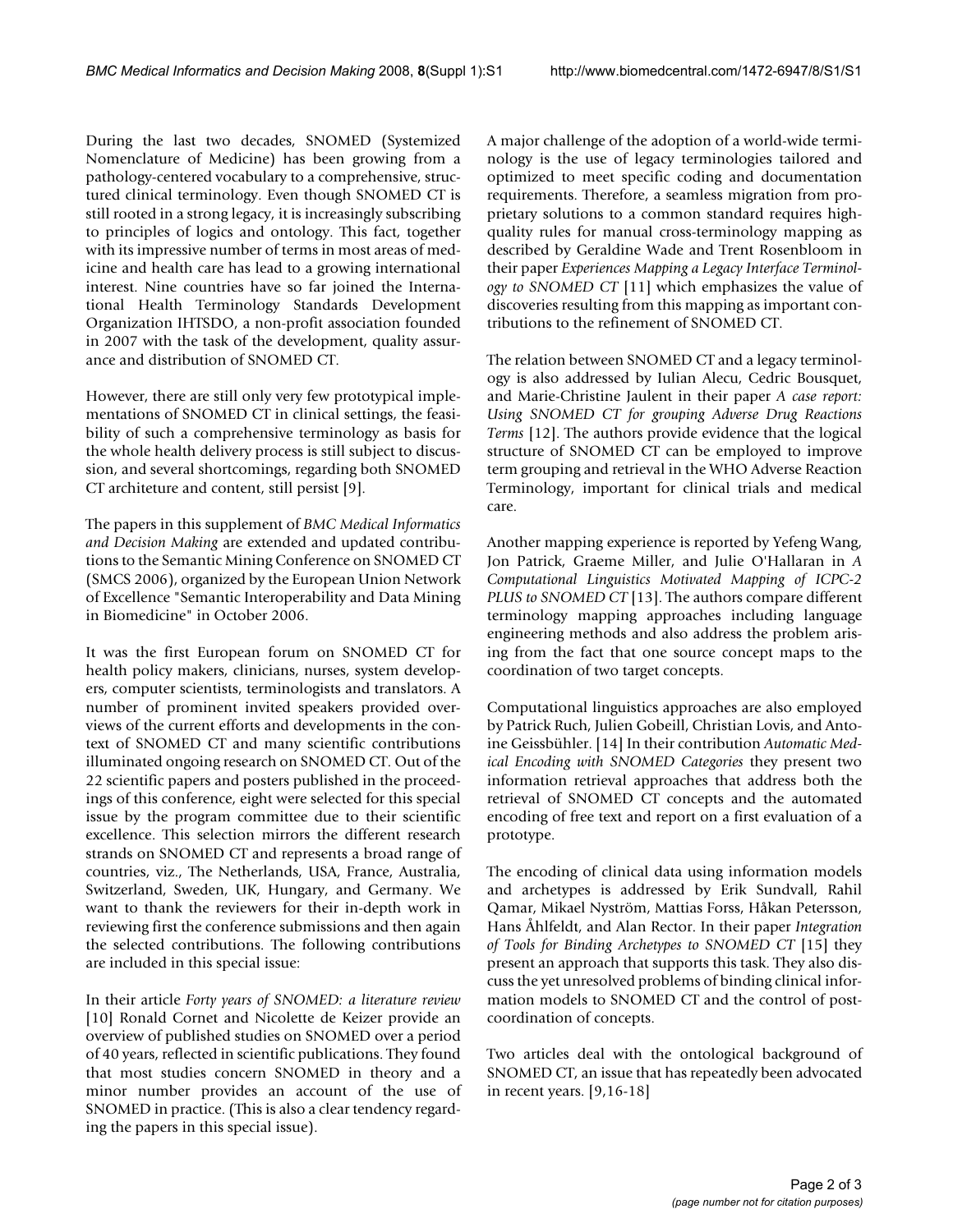During the last two decades, SNOMED (Systemized Nomenclature of Medicine) has been growing from a pathology-centered vocabulary to a comprehensive, structured clinical terminology. Even though SNOMED CT is still rooted in a strong legacy, it is increasingly subscribing to principles of logics and ontology. This fact, together with its impressive number of terms in most areas of medicine and health care has lead to a growing international interest. Nine countries have so far joined the International Health Terminology Standards Development Organization IHTSDO, a non-profit association founded in 2007 with the task of the development, quality assurance and distribution of SNOMED CT.

However, there are still only very few prototypical implementations of SNOMED CT in clinical settings, the feasibility of such a comprehensive terminology as basis for the whole health delivery process is still subject to discussion, and several shortcomings, regarding both SNOMED CT architeture and content, still persist [9].

The papers in this supplement of *BMC Medical Informatics and Decision Making* are extended and updated contributions to the Semantic Mining Conference on SNOMED CT (SMCS 2006), organized by the European Union Network of Excellence "Semantic Interoperability and Data Mining in Biomedicine" in October 2006.

It was the first European forum on SNOMED CT for health policy makers, clinicians, nurses, system developers, computer scientists, terminologists and translators. A number of prominent invited speakers provided overviews of the current efforts and developments in the context of SNOMED CT and many scientific contributions illuminated ongoing research on SNOMED CT. Out of the 22 scientific papers and posters published in the proceedings of this conference, eight were selected for this special issue by the program committee due to their scientific excellence. This selection mirrors the different research strands on SNOMED CT and represents a broad range of countries, viz., The Netherlands, USA, France, Australia, Switzerland, Sweden, UK, Hungary, and Germany. We want to thank the reviewers for their in-depth work in reviewing first the conference submissions and then again the selected contributions. The following contributions are included in this special issue:

In their article *Forty years of SNOMED: a literature review* [10] Ronald Cornet and Nicolette de Keizer provide an overview of published studies on SNOMED over a period of 40 years, reflected in scientific publications. They found that most studies concern SNOMED in theory and a minor number provides an account of the use of SNOMED in practice. (This is also a clear tendency regarding the papers in this special issue).

A major challenge of the adoption of a world-wide terminology is the use of legacy terminologies tailored and optimized to meet specific coding and documentation requirements. Therefore, a seamless migration from proprietary solutions to a common standard requires high-quality rules for manual cross-terminology mapping as described by Geraldine Wade and Trent Rosenbloom in their paper *Experiences Mapping a Legacy Interface Terminology to SNOMED CT* [11] which emphasizes the value of discoveries resulting from this mapping as important contributions to the refinement of SNOMED CT.

The relation between SNOMED CT and a legacy terminology is also addressed by Iulian Alecu, Cedric Bousquet, and Marie-Christine Jaulent in their paper *A case report: Using SNOMED CT for grouping Adverse Drug Reactions Terms* [12]. The authors provide evidence that the logical structure of SNOMED CT can be employed to improve term grouping and retrieval in the WHO Adverse Reaction Terminology, important for clinical trials and medical care.

Another mapping experience is reported by Yefeng Wang, Jon Patrick, Graeme Miller, and Julie O'Hallaran in *A Computational Linguistics Motivated Mapping of ICPC-2 PLUS to SNOMED CT* [13]. The authors compare different terminology mapping approaches including language engineering methods and also address the problem arising from the fact that one source concept maps to the coordination of two target concepts.

Computational linguistics approaches are also employed by Patrick Ruch, Julien Gobeill, Christian Lovis, and Antoine Geissbühler. [14] In their contribution *Automatic Medical Encoding with SNOMED Categories* they present two information retrieval approaches that address both the retrieval of SNOMED CT concepts and the automated encoding of free text and report on a first evaluation of a prototype.

The encoding of clinical data using information models and archetypes is addressed by Erik Sundvall, Rahil Qamar, Mikael Nyström, Mattias Forss, Håkan Petersson, Hans Åhlfeldt, and Alan Rector. In their paper *Integration of Tools for Binding Archetypes to SNOMED CT* [15] they present an approach that supports this task. They also discuss the yet unresolved problems of binding clinical information models to SNOMED CT and the control of post-coordination of concepts.

Two articles deal with the ontological background of SNOMED CT, an issue that has repeatedly been advocated in recent years. [9,16-18]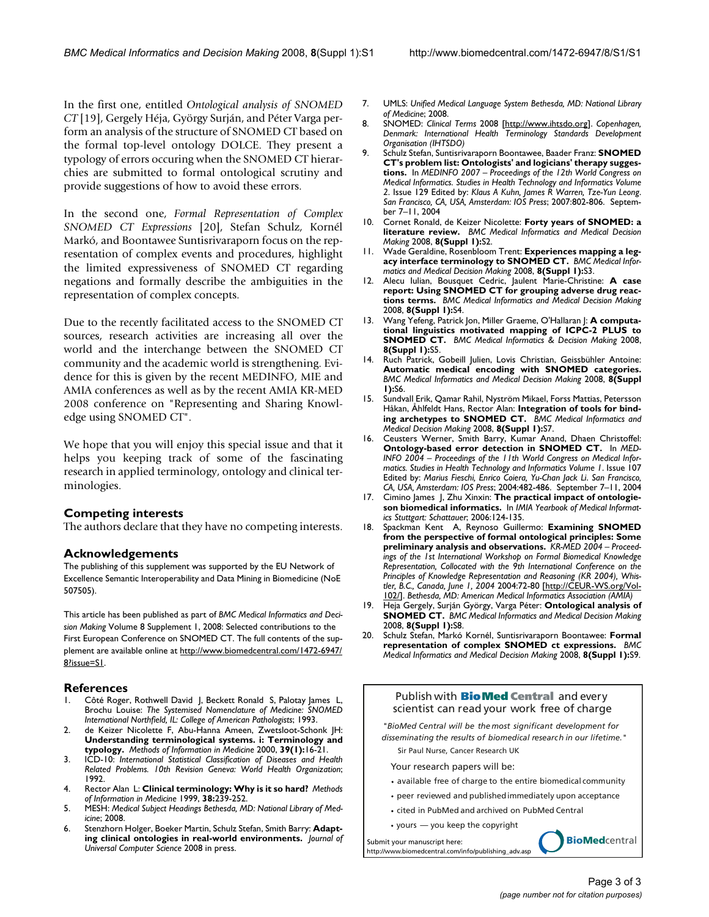In the first one, entitled *Ontological analysis of SNOMED CT* [19], Gergely Héja, György Surján, and Péter Varga perform an analysis of the structure of SNOMED CT based on the formal top-level ontology DOLCE. They present a typology of errors occuring when the SNOMED CT hierarchies are submitted to formal ontological scrutiny and provide suggestions of how to avoid these errors.

In the second one, *Formal Representation of Complex SNOMED CT Expressions* [20], Stefan Schulz, Kornél Markó, and Boontawee Suntisrivaraporn focus on the representation of complex events and procedures, highlight the limited expressiveness of SNOMED CT regarding negations and formally describe the ambiguities in the representation of complex concepts.

Due to the recently facilitated access to the SNOMED CT sources, research activities are increasing all over the world and the interchange between the SNOMED CT community and the academic world is strengthening. Evidence for this is given by the recent MEDINFO, MIE and AMIA conferences as well as by the recent AMIA KR-MED 2008 conference on "Representing and Sharing Knowledge using SNOMED CT".

We hope that you will enjoy this special issue and that it helps you keeping track of some of the fascinating research in applied terminology, ontology and clinical terminologies.

## Competing interests

The authors declare that they have no competing interests.

## Acknowledgements

The publishing of this supplement was supported by the EU Network of Excellence Semantic Interoperability and Data Mining in Biomedicine (NoE 507505).

This article has been published as part of *BMC Medical Informatics and Decision Making* Volume 8 Supplement 1, 2008: Selected contributions to the First European Conference on SNOMED CT. The full contents of the supplement are available online at http://www.biomedcentral.com/1472-6947/8?issue=S1.

## References

1. Côté Roger, Rothwell David J, Beckett Ronald S, Palotay James L, Brochu Louise: *The Systemised Nomenclature of Medicine: SNOMED International Northfield, IL: College of American Pathologists*; 1993.
2. de Keizer Nicolette F, Abu-Hanna Ameen, Zwetsloot-Schonk JH: **Understanding terminological systems. i: Terminology and typology.** *Methods of Information in Medicine* 2000, **39(1):**16-21.
3. ICD-10: *International Statistical Classification of Diseases and Health Related Problems. 10th Revision Geneva: World Health Organization*; 1992.
4. Rector Alan L: **Clinical terminology: Why is it so hard?** *Methods of Information in Medicine* 1999, **38:**239-252.
5. MESH: *Medical Subject Headings Bethesda, MD: National Library of Medicine*; 2008.
6. Stenzhorn Holger, Boeker Martin, Schulz Stefan, Smith Barry: **Adapting clinical ontologies in real-world environments.** *Journal of Universal Computer Science* 2008 in press.
7. UMLS: *Unified Medical Language System Bethesda, MD: National Library of Medicine*; 2008.
8. SNOMED: *Clinical Terms* 2008 [http://www.ihtsdo.org]. *Copenhagen, Denmark: International Health Terminology Standards Development Organisation (IHTSDO)*
9. Schulz Stefan, Suntisrivaraporn Boontawee, Baader Franz: **SNOMED CT's problem list: Ontologists' and logicians' therapy suggestions.** In *MEDINFO 2007 – Proceedings of the 12th World Congress on Medical Informatics. Studies in Health Technology and Informatics Volume 2*. Issue 129 Edited by: *Klaus A Kuhn, James R Warren, Tze-Yun Leong. San Francisco, CA, USA, Amsterdam: IOS Press*; 2007:802-806. September 7–11, 2004
10. Cornet Ronald, de Keizer Nicolette: **Forty years of SNOMED: a literature review.** *BMC Medical Informatics and Medical Decision Making* 2008, **8(Suppl 1):**S2.
11. Wade Geraldine, Rosenbloom Trent: **Experiences mapping a legacy interface terminology to SNOMED CT.** *BMC Medical Informatics and Medical Decision Making* 2008, **8(Suppl 1):**S3.
12. Alecu Iulian, Bousquet Cedric, Jaulent Marie-Christine: **A case report: Using SNOMED CT for grouping adverse drug reactions terms.** *BMC Medical Informatics and Medical Decision Making* 2008, **8(Suppl 1):**S4.
13. Wang Yefeng, Patrick Jon, Miller Graeme, O'Hallaran J: **A computational linguistics motivated mapping of ICPC-2 PLUS to SNOMED CT.** *BMC Medical Informatics & Decision Making* 2008, **8(Suppl 1):**S5.
14. Ruch Patrick, Gobeill Julien, Lovis Christian, Geissbühler Antoine: **Automatic medical encoding with SNOMED categories.** *BMC Medical Informatics and Medical Decision Making* 2008, **8(Suppl 1):**S6.
15. Sundvall Erik, Qamar Rahil, Nyström Mikael, Forss Mattias, Petersson Håkan, Åhlfeldt Hans, Rector Alan: **Integration of tools for binding archetypes to SNOMED CT.** *BMC Medical Informatics and Medical Decision Making* 2008, **8(Suppl 1):**S7.
16. Ceusters Werner, Smith Barry, Kumar Anand, Dhaen Christoffel: **Ontology-based error detection in SNOMED CT.** In *MEDINFO 2004 – Proceedings of the 11th World Congress on Medical Informatics. Studies in Health Technology and Informatics Volume 1*. Issue 107 Edited by: *Marius Fieschi, Enrico Coiera, Yu-Chan Jack Li. San Francisco, CA, USA, Amsterdam: IOS Press*; 2004:482-486. September 7–11, 2004
17. Cimino James J, Zhu Xinxin: **The practical impact of ontologieson biomedical informatics.** In *IMIA Yearbook of Medical Informatics Stuttgart: Schattauer*; 2006:124-135.
18. Spackman Kent A, Reynoso Guillermo: **Examining SNOMED from the perspective of formal ontological principles: Some preliminary analysis and observations.** *KR-MED 2004 – Proceedings of the 1st International Workshop on Formal Biomedical Knowledge Representation, Collocated with the 9th International Conference on the Principles of Knowledge Representation and Reasoning (KR 2004), Whistler, B.C., Canada, June 1, 2004* 2004:72-80 [http://CEUR-WS.org/Vol-102/]. *Bethesda, MD: American Medical Informatics Association (AMIA)*
19. Heja Gergely, Surján György, Varga Péter: **Ontological analysis of SNOMED CT.** *BMC Medical Informatics and Medical Decision Making* 2008, **8(Suppl 1):**S8.
20. Schulz Stefan, Markó Kornél, Suntisrivaraporn Boontawee: **Formal representation of complex SNOMED ct expressions.** *BMC Medical Informatics and Medical Decision Making* 2008, **8(Suppl 1):**S9.

Publish with **BioMed Central** and every scientist can read your work free of charge

*"BioMed Central will be the most significant development for disseminating the results of biomedical research in our lifetime."*

Sir Paul Nurse, Cancer Research UK

Your research papers will be:

- available free of charge to the entire biomedical community
- peer reviewed and published immediately upon acceptance
- cited in PubMed and archived on PubMed Central
- yours — you keep the copyright

Submit your manuscript here:
http://www.biomedcentral.com/info/publishing_adv.asp

BioMedcentral